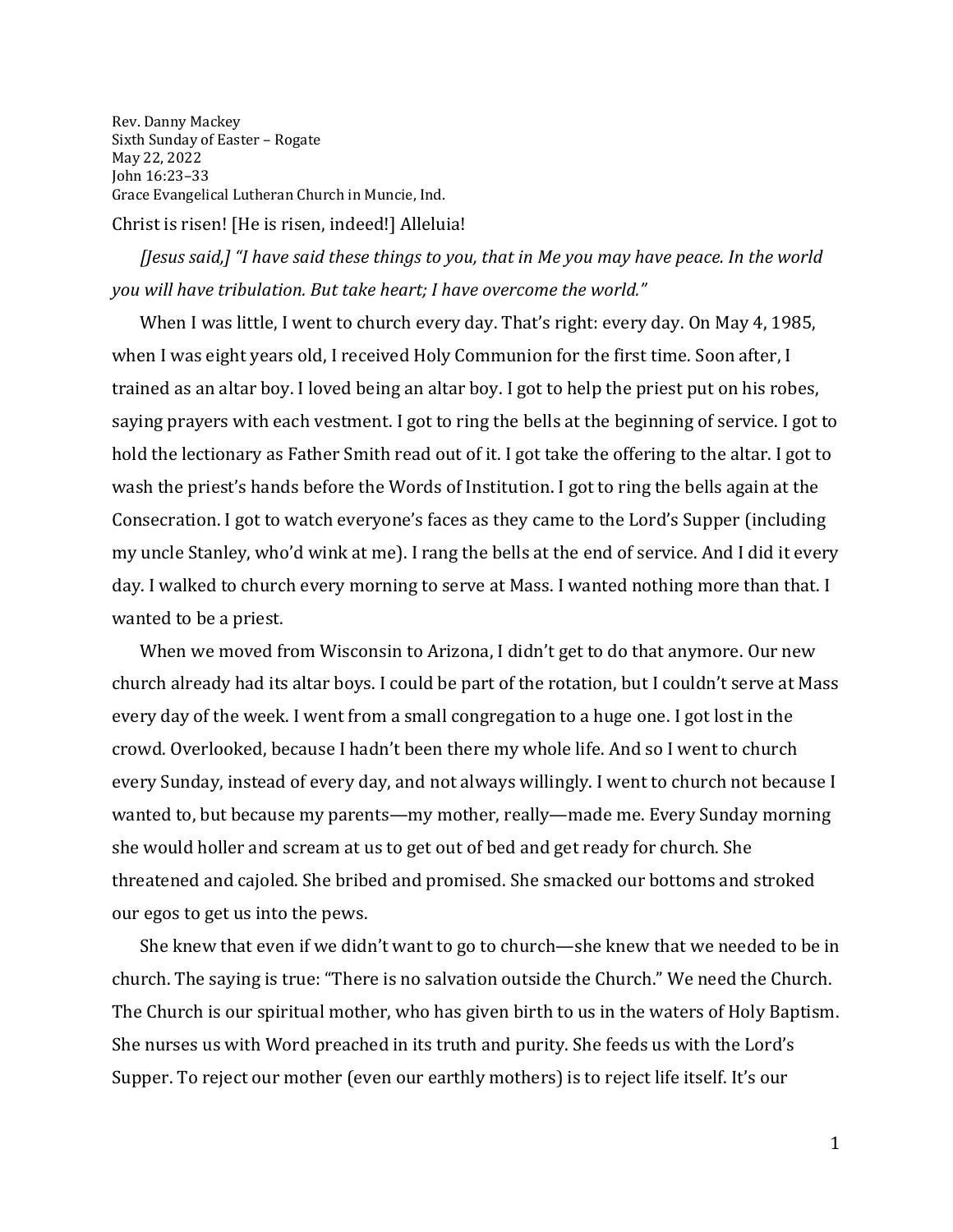Rev. Danny Mackey
Sixth Sunday of Easter – Rogate
May 22, 2022
John 16:23–33
Grace Evangelical Lutheran Church in Muncie, Ind.

Christ is risen! [He is risen, indeed!] Alleluia!

*[Jesus said,] "I have said these things to you, that in Me you may have peace. In the world you will have tribulation. But take heart; I have overcome the world."*

When I was little, I went to church every day. That's right: every day. On May 4, 1985, when I was eight years old, I received Holy Communion for the first time. Soon after, I trained as an altar boy. I loved being an altar boy. I got to help the priest put on his robes, saying prayers with each vestment. I got to ring the bells at the beginning of service. I got to hold the lectionary as Father Smith read out of it. I got take the offering to the altar. I got to wash the priest's hands before the Words of Institution. I got to ring the bells again at the Consecration. I got to watch everyone's faces as they came to the Lord's Supper (including my uncle Stanley, who'd wink at me). I rang the bells at the end of service. And I did it every day. I walked to church every morning to serve at Mass. I wanted nothing more than that. I wanted to be a priest.

When we moved from Wisconsin to Arizona, I didn't get to do that anymore. Our new church already had its altar boys. I could be part of the rotation, but I couldn't serve at Mass every day of the week. I went from a small congregation to a huge one. I got lost in the crowd. Overlooked, because I hadn't been there my whole life. And so I went to church every Sunday, instead of every day, and not always willingly. I went to church not because I wanted to, but because my parents—my mother, really—made me. Every Sunday morning she would holler and scream at us to get out of bed and get ready for church. She threatened and cajoled. She bribed and promised. She smacked our bottoms and stroked our egos to get us into the pews.

She knew that even if we didn't want to go to church—she knew that we needed to be in church. The saying is true: "There is no salvation outside the Church." We need the Church. The Church is our spiritual mother, who has given birth to us in the waters of Holy Baptism. She nurses us with Word preached in its truth and purity. She feeds us with the Lord's Supper. To reject our mother (even our earthly mothers) is to reject life itself. It's our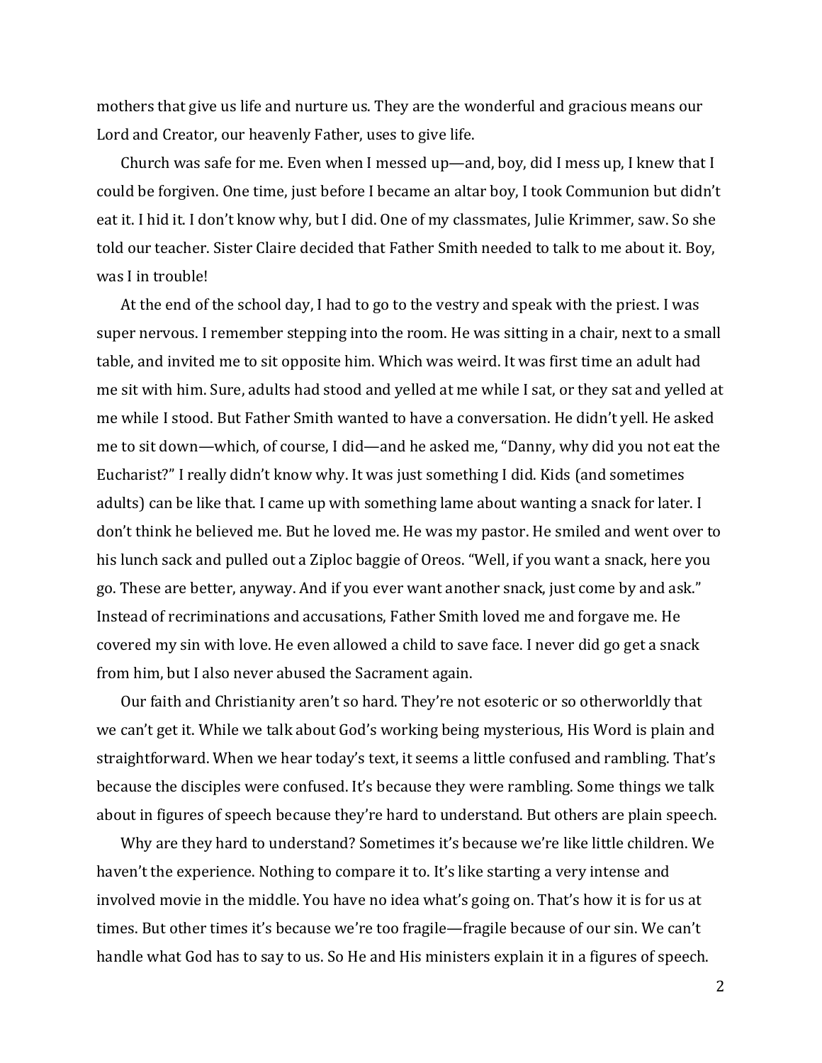mothers that give us life and nurture us. They are the wonderful and gracious means our Lord and Creator, our heavenly Father, uses to give life.

Church was safe for me. Even when I messed up—and, boy, did I mess up, I knew that I could be forgiven. One time, just before I became an altar boy, I took Communion but didn't eat it. I hid it. I don't know why, but I did. One of my classmates, Julie Krimmer, saw. So she told our teacher. Sister Claire decided that Father Smith needed to talk to me about it. Boy, was I in trouble!

At the end of the school day, I had to go to the vestry and speak with the priest. I was super nervous. I remember stepping into the room. He was sitting in a chair, next to a small table, and invited me to sit opposite him. Which was weird. It was first time an adult had me sit with him. Sure, adults had stood and yelled at me while I sat, or they sat and yelled at me while I stood. But Father Smith wanted to have a conversation. He didn't yell. He asked me to sit down—which, of course, I did—and he asked me, "Danny, why did you not eat the Eucharist?" I really didn't know why. It was just something I did. Kids (and sometimes adults) can be like that. I came up with something lame about wanting a snack for later. I don't think he believed me. But he loved me. He was my pastor. He smiled and went over to his lunch sack and pulled out a Ziploc baggie of Oreos. "Well, if you want a snack, here you go. These are better, anyway. And if you ever want another snack, just come by and ask." Instead of recriminations and accusations, Father Smith loved me and forgave me. He covered my sin with love. He even allowed a child to save face. I never did go get a snack from him, but I also never abused the Sacrament again.

Our faith and Christianity aren't so hard. They're not esoteric or so otherworldly that we can't get it. While we talk about God's working being mysterious, His Word is plain and straightforward. When we hear today's text, it seems a little confused and rambling. That's because the disciples were confused. It's because they were rambling. Some things we talk about in figures of speech because they're hard to understand. But others are plain speech.

Why are they hard to understand? Sometimes it's because we're like little children. We haven't the experience. Nothing to compare it to. It's like starting a very intense and involved movie in the middle. You have no idea what's going on. That's how it is for us at times. But other times it's because we're too fragile—fragile because of our sin. We can't handle what God has to say to us. So He and His ministers explain it in a figures of speech.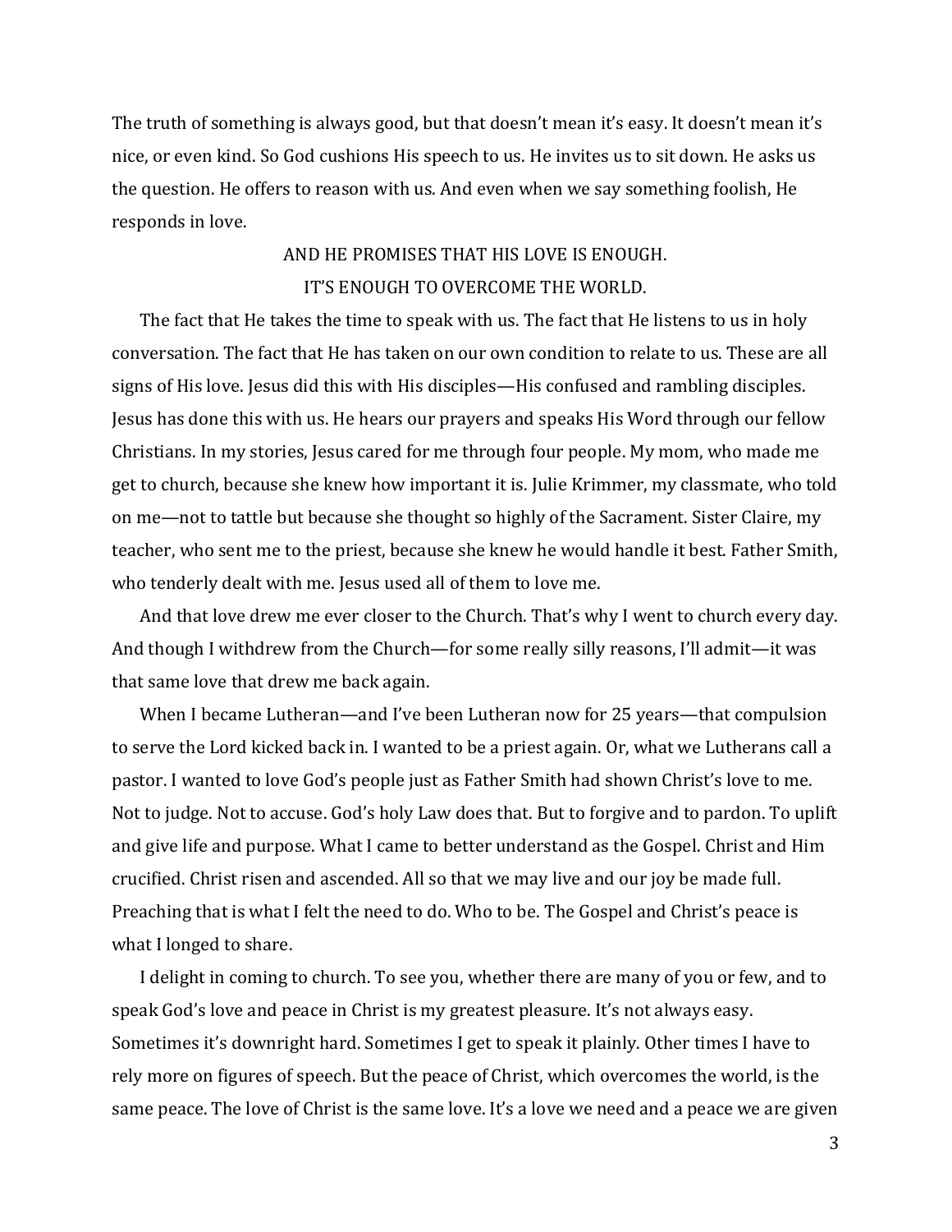The truth of something is always good, but that doesn't mean it's easy. It doesn't mean it's nice, or even kind. So God cushions His speech to us. He invites us to sit down. He asks us the question. He offers to reason with us. And even when we say something foolish, He responds in love.

AND HE PROMISES THAT HIS LOVE IS ENOUGH.

IT'S ENOUGH TO OVERCOME THE WORLD.

The fact that He takes the time to speak with us. The fact that He listens to us in holy conversation. The fact that He has taken on our own condition to relate to us. These are all signs of His love. Jesus did this with His disciples—His confused and rambling disciples. Jesus has done this with us. He hears our prayers and speaks His Word through our fellow Christians. In my stories, Jesus cared for me through four people. My mom, who made me get to church, because she knew how important it is. Julie Krimmer, my classmate, who told on me—not to tattle but because she thought so highly of the Sacrament. Sister Claire, my teacher, who sent me to the priest, because she knew he would handle it best. Father Smith, who tenderly dealt with me. Jesus used all of them to love me.

And that love drew me ever closer to the Church. That's why I went to church every day. And though I withdrew from the Church—for some really silly reasons, I'll admit—it was that same love that drew me back again.

When I became Lutheran—and I've been Lutheran now for 25 years—that compulsion to serve the Lord kicked back in. I wanted to be a priest again. Or, what we Lutherans call a pastor. I wanted to love God's people just as Father Smith had shown Christ's love to me. Not to judge. Not to accuse. God's holy Law does that. But to forgive and to pardon. To uplift and give life and purpose. What I came to better understand as the Gospel. Christ and Him crucified. Christ risen and ascended. All so that we may live and our joy be made full. Preaching that is what I felt the need to do. Who to be. The Gospel and Christ's peace is what I longed to share.

I delight in coming to church. To see you, whether there are many of you or few, and to speak God's love and peace in Christ is my greatest pleasure. It's not always easy. Sometimes it's downright hard. Sometimes I get to speak it plainly. Other times I have to rely more on figures of speech. But the peace of Christ, which overcomes the world, is the same peace. The love of Christ is the same love. It's a love we need and a peace we are given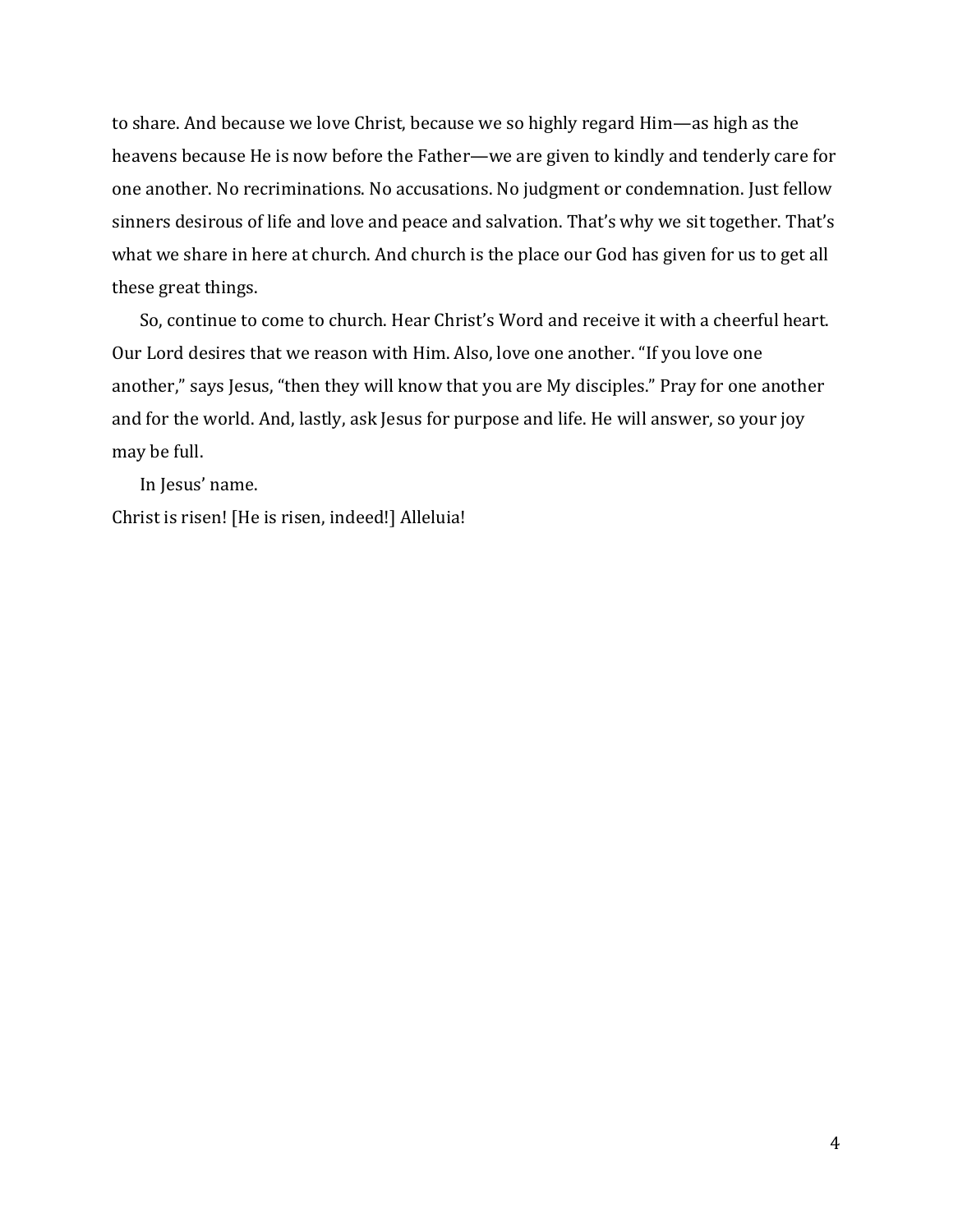to share. And because we love Christ, because we so highly regard Him—as high as the heavens because He is now before the Father—we are given to kindly and tenderly care for one another. No recriminations. No accusations. No judgment or condemnation. Just fellow sinners desirous of life and love and peace and salvation. That's why we sit together. That's what we share in here at church. And church is the place our God has given for us to get all these great things.

So, continue to come to church. Hear Christ's Word and receive it with a cheerful heart. Our Lord desires that we reason with Him. Also, love one another. "If you love one another," says Jesus, "then they will know that you are My disciples." Pray for one another and for the world. And, lastly, ask Jesus for purpose and life. He will answer, so your joy may be full.

In Jesus' name.

Christ is risen! [He is risen, indeed!] Alleluia!